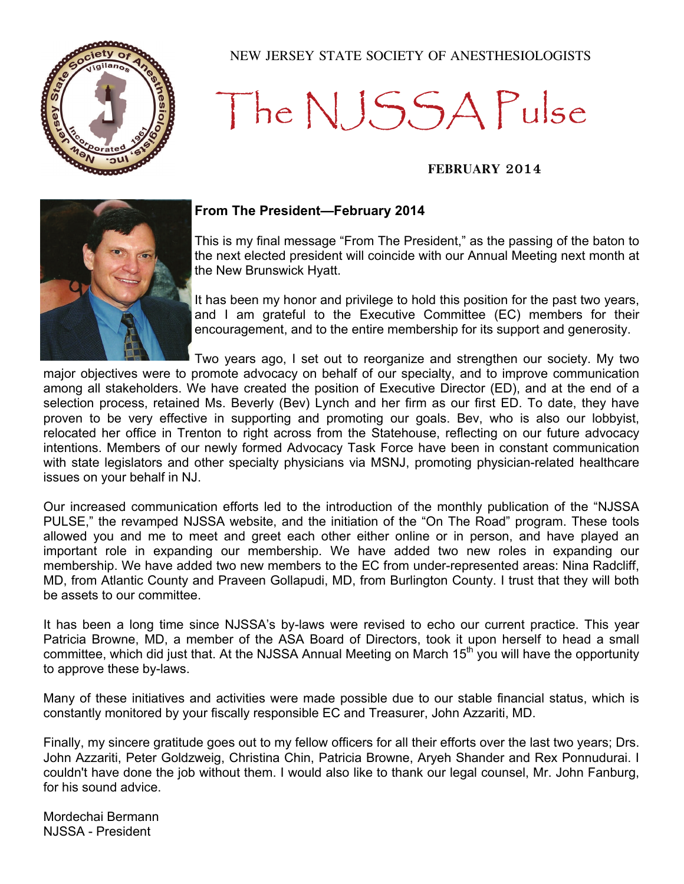NEW JERSEY STATE SOCIETY OF ANESTHESIOLOGISTS

# The NJSSA Pulse

**FEBRUARY 2014**

## From The President—February 2014

This is my final message "From The President," as the passing of the baton to the next elected president will coincide with our Annual Meeting next month at the New Brunswick Hyatt.

It has been my honor and privilege to hold this position for the past two years, and I am grateful to the Executive Committee (EC) members for their encouragement, and to the entire membership for its support and generosity.

Two years ago, I set out to reorganize and strengthen our society. My two major objectives were to promote advocacy on behalf of our specialty, and to improve communication among all stakeholders. We have created the position of Executive Director (ED), and at the end of a selection process, retained Ms. Beverly (Bev) Lynch and her firm as our first ED. To date, they have proven to be very effective in supporting and promoting our goals. Bev, who is also our lobbyist, relocated her office in Trenton to right across from the Statehouse, reflecting on our future advocacy intentions. Members of our newly formed Advocacy Task Force have been in constant communication with state legislators and other specialty physicians via MSNJ, promoting physician-related healthcare issues on your behalf in NJ.

Our increased communication efforts led to the introduction of the monthly publication of the "NJSSA PULSE," the revamped NJSSA website, and the initiation of the "On The Road" program. These tools allowed you and me to meet and greet each other either online or in person, and have played an important role in expanding our membership. We have added two new roles in expanding our membership. We have added two new members to the EC from under-represented areas: Nina Radcliff, MD, from Atlantic County and Praveen Gollapudi, MD, from Burlington County. I trust that they will both be assets to our committee.

It has been a long time since NJSSA's by-laws were revised to echo our current practice. This year Patricia Browne, MD, a member of the ASA Board of Directors, took it upon herself to head a small committee, which did just that. At the NJSSA Annual Meeting on March 15th you will have the opportunity to approve these by-laws.

Many of these initiatives and activities were made possible due to our stable financial status, which is constantly monitored by your fiscally responsible EC and Treasurer, John Azzariti, MD.

Finally, my sincere gratitude goes out to my fellow officers for all their efforts over the last two years; Drs. John Azzariti, Peter Goldzweig, Christina Chin, Patricia Browne, Aryeh Shander and Rex Ponnudurai. I couldn't have done the job without them. I would also like to thank our legal counsel, Mr. John Fanburg, for his sound advice.

Mordechai Bermann  
NJSSA - President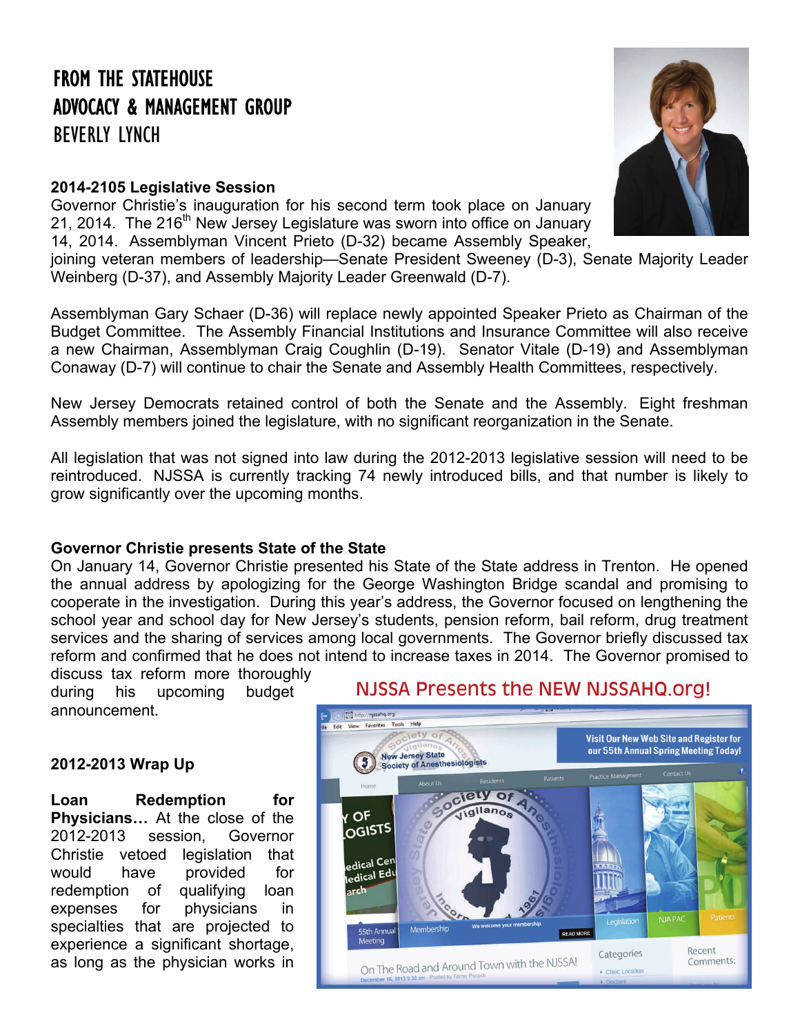# FROM THE STATEHOUSE
# ADVOCACY & MANAGEMENT GROUP
# BEVERLY LYNCH

**2014-2105 Legislative Session**

Governor Christie's inauguration for his second term took place on January 21, 2014. The 216th New Jersey Legislature was sworn into office on January 14, 2014. Assemblyman Vincent Prieto (D-32) became Assembly Speaker, joining veteran members of leadership—Senate President Sweeney (D-3), Senate Majority Leader Weinberg (D-37), and Assembly Majority Leader Greenwald (D-7).

Assemblyman Gary Schaer (D-36) will replace newly appointed Speaker Prieto as Chairman of the Budget Committee. The Assembly Financial Institutions and Insurance Committee will also receive a new Chairman, Assemblyman Craig Coughlin (D-19). Senator Vitale (D-19) and Assemblyman Conaway (D-7) will continue to chair the Senate and Assembly Health Committees, respectively.

New Jersey Democrats retained control of both the Senate and the Assembly. Eight freshman Assembly members joined the legislature, with no significant reorganization in the Senate.

All legislation that was not signed into law during the 2012-2013 legislative session will need to be reintroduced. NJSSA is currently tracking 74 newly introduced bills, and that number is likely to grow significantly over the upcoming months.

**Governor Christie presents State of the State**

On January 14, Governor Christie presented his State of the State address in Trenton. He opened the annual address by apologizing for the George Washington Bridge scandal and promising to cooperate in the investigation. During this year's address, the Governor focused on lengthening the school year and school day for New Jersey's students, pension reform, bail reform, drug treatment services and the sharing of services among local governments. The Governor briefly discussed tax reform and confirmed that he does not intend to increase taxes in 2014. The Governor promised to discuss tax reform more thoroughly during his upcoming budget announcement.

**2012-2013 Wrap Up**

**Loan Redemption for Physicians…** At the close of the 2012-2013 session, Governor Christie vetoed legislation that would have provided for redemption of qualifying loan expenses for physicians in specialties that are projected to experience a significant shortage, as long as the physician works in

NJSSA Presents the NEW NJSSAHQ.org!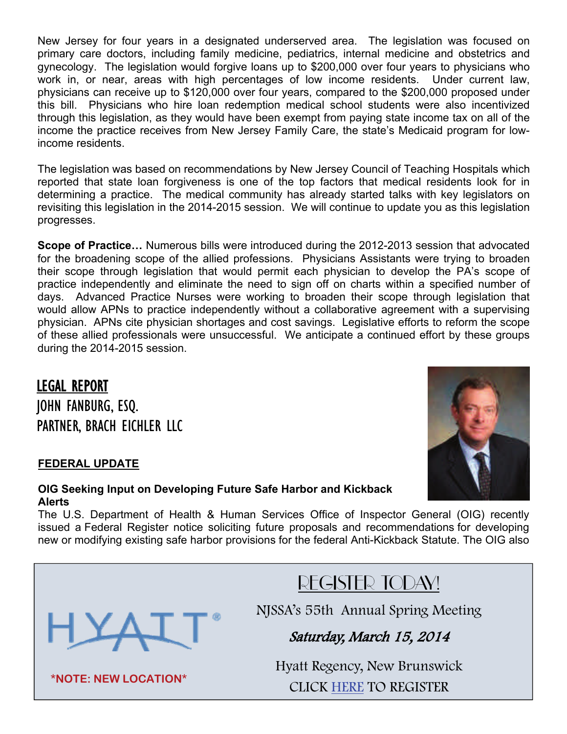New Jersey for four years in a designated underserved area. The legislation was focused on primary care doctors, including family medicine, pediatrics, internal medicine and obstetrics and gynecology. The legislation would forgive loans up to $200,000 over four years to physicians who work in, or near, areas with high percentages of low income residents. Under current law, physicians can receive up to $120,000 over four years, compared to the $200,000 proposed under this bill. Physicians who hire loan redemption medical school students were also incentivized through this legislation, as they would have been exempt from paying state income tax on all of the income the practice receives from New Jersey Family Care, the state's Medicaid program for low-income residents.

The legislation was based on recommendations by New Jersey Council of Teaching Hospitals which reported that state loan forgiveness is one of the top factors that medical residents look for in determining a practice. The medical community has already started talks with key legislators on revisiting this legislation in the 2014-2015 session. We will continue to update you as this legislation progresses.

**Scope of Practice…** Numerous bills were introduced during the 2012-2013 session that advocated for the broadening scope of the allied professions. Physicians Assistants were trying to broaden their scope through legislation that would permit each physician to develop the PA's scope of practice independently and eliminate the need to sign off on charts within a specified number of days. Advanced Practice Nurses were working to broaden their scope through legislation that would allow APNs to practice independently without a collaborative agreement with a supervising physician. APNs cite physician shortages and cost savings. Legislative efforts to reform the scope of these allied professionals were unsuccessful. We anticipate a continued effort by these groups during the 2014-2015 session.

## LEGAL REPORT

JOHN FANBURG, ESQ.
PARTNER, BRACH EICHLER LLC

### FEDERAL UPDATE

**OIG Seeking Input on Developing Future Safe Harbor and Kickback Alerts**

The U.S. Department of Health & Human Services Office of Inspector General (OIG) recently issued a Federal Register notice soliciting future proposals and recommendations for developing new or modifying existing safe harbor provisions for the federal Anti-Kickback Statute. The OIG also

---

HYATT

**\*NOTE: NEW LOCATION\***

## REGISTER TODAY!

NJSSA's 55th Annual Spring Meeting

***Saturday, March 15, 2014***

Hyatt Regency, New Brunswick

CLICK HERE TO REGISTER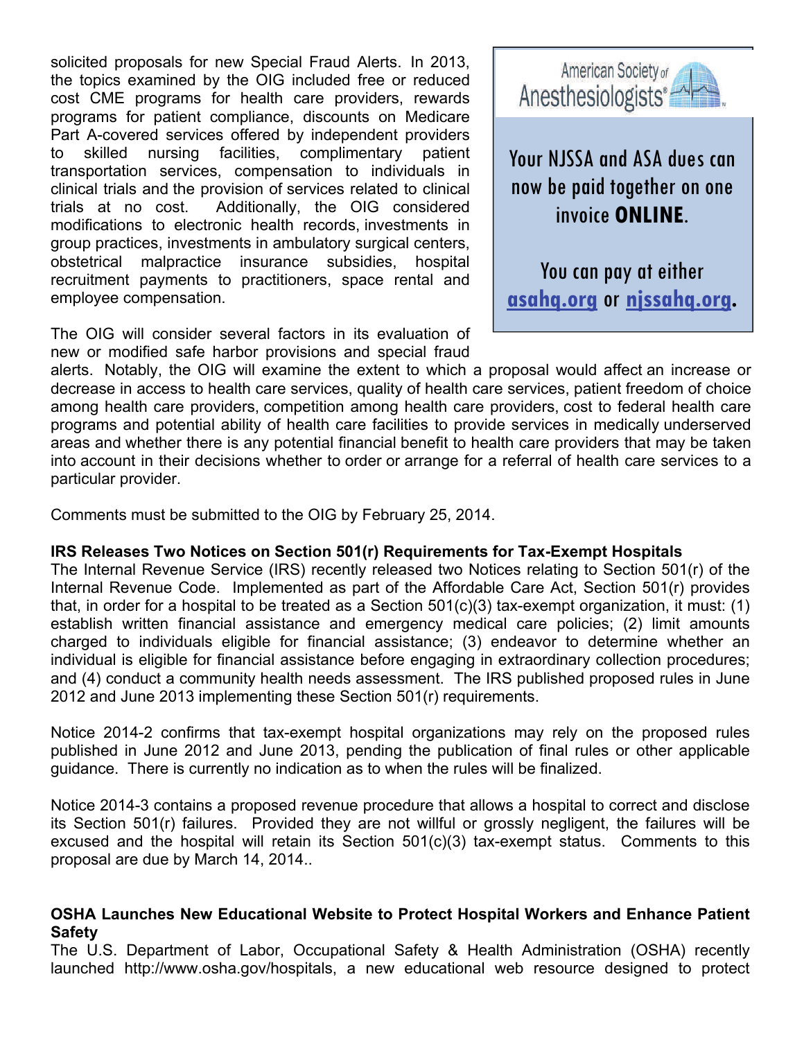solicited proposals for new Special Fraud Alerts. In 2013, the topics examined by the OIG included free or reduced cost CME programs for health care providers, rewards programs for patient compliance, discounts on Medicare Part A-covered services offered by independent providers to skilled nursing facilities, complimentary patient transportation services, compensation to individuals in clinical trials and the provision of services related to clinical trials at no cost. Additionally, the OIG considered modifications to electronic health records, investments in group practices, investments in ambulatory surgical centers, obstetrical malpractice insurance subsidies, hospital recruitment payments to practitioners, space rental and employee compensation.

> American Society of Anesthesiologists
>
> Your NJSSA and ASA dues can now be paid together on one invoice **ONLINE**.
>
> You can pay at either **asahq.org** or **njssahq.org**.

The OIG will consider several factors in its evaluation of new or modified safe harbor provisions and special fraud alerts. Notably, the OIG will examine the extent to which a proposal would affect an increase or decrease in access to health care services, quality of health care services, patient freedom of choice among health care providers, competition among health care providers, cost to federal health care programs and potential ability of health care facilities to provide services in medically underserved areas and whether there is any potential financial benefit to health care providers that may be taken into account in their decisions whether to order or arrange for a referral of health care services to a particular provider.

Comments must be submitted to the OIG by February 25, 2014.

**IRS Releases Two Notices on Section 501(r) Requirements for Tax-Exempt Hospitals**

The Internal Revenue Service (IRS) recently released two Notices relating to Section 501(r) of the Internal Revenue Code. Implemented as part of the Affordable Care Act, Section 501(r) provides that, in order for a hospital to be treated as a Section 501(c)(3) tax-exempt organization, it must: (1) establish written financial assistance and emergency medical care policies; (2) limit amounts charged to individuals eligible for financial assistance; (3) endeavor to determine whether an individual is eligible for financial assistance before engaging in extraordinary collection procedures; and (4) conduct a community health needs assessment. The IRS published proposed rules in June 2012 and June 2013 implementing these Section 501(r) requirements.

Notice 2014-2 confirms that tax-exempt hospital organizations may rely on the proposed rules published in June 2012 and June 2013, pending the publication of final rules or other applicable guidance. There is currently no indication as to when the rules will be finalized.

Notice 2014-3 contains a proposed revenue procedure that allows a hospital to correct and disclose its Section 501(r) failures. Provided they are not willful or grossly negligent, the failures will be excused and the hospital will retain its Section 501(c)(3) tax-exempt status. Comments to this proposal are due by March 14, 2014..

**OSHA Launches New Educational Website to Protect Hospital Workers and Enhance Patient Safety**

The U.S. Department of Labor, Occupational Safety & Health Administration (OSHA) recently launched http://www.osha.gov/hospitals, a new educational web resource designed to protect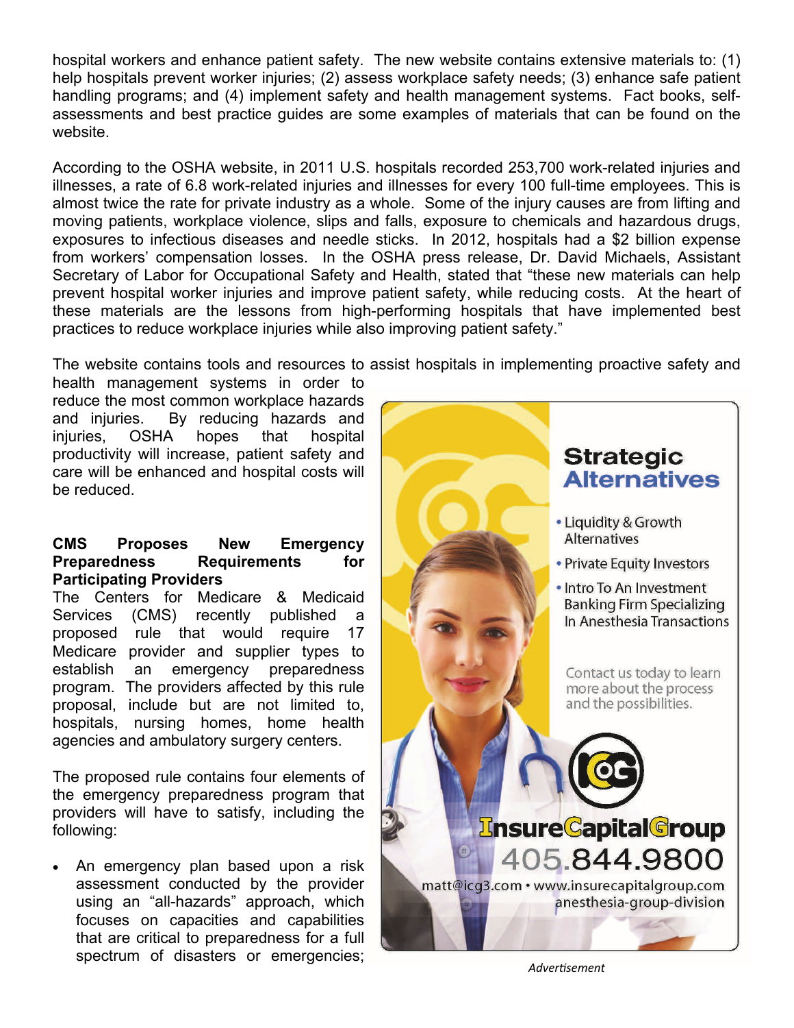hospital workers and enhance patient safety. The new website contains extensive materials to: (1) help hospitals prevent worker injuries; (2) assess workplace safety needs; (3) enhance safe patient handling programs; and (4) implement safety and health management systems. Fact books, self-assessments and best practice guides are some examples of materials that can be found on the website.

According to the OSHA website, in 2011 U.S. hospitals recorded 253,700 work-related injuries and illnesses, a rate of 6.8 work-related injuries and illnesses for every 100 full-time employees. This is almost twice the rate for private industry as a whole. Some of the injury causes are from lifting and moving patients, workplace violence, slips and falls, exposure to chemicals and hazardous drugs, exposures to infectious diseases and needle sticks. In 2012, hospitals had a $2 billion expense from workers' compensation losses. In the OSHA press release, Dr. David Michaels, Assistant Secretary of Labor for Occupational Safety and Health, stated that "these new materials can help prevent hospital worker injuries and improve patient safety, while reducing costs. At the heart of these materials are the lessons from high-performing hospitals that have implemented best practices to reduce workplace injuries while also improving patient safety."

The website contains tools and resources to assist hospitals in implementing proactive safety and health management systems in order to reduce the most common workplace hazards and injuries. By reducing hazards and injuries, OSHA hopes that hospital productivity will increase, patient safety and care will be enhanced and hospital costs will be reduced.

**CMS Proposes New Emergency Preparedness Requirements for Participating Providers**

The Centers for Medicare & Medicaid Services (CMS) recently published a proposed rule that would require 17 Medicare provider and supplier types to establish an emergency preparedness program. The providers affected by this rule proposal, include but are not limited to, hospitals, nursing homes, home health agencies and ambulatory surgery centers.

The proposed rule contains four elements of the emergency preparedness program that providers will have to satisfy, including the following:

- An emergency plan based upon a risk assessment conducted by the provider using an "all-hazards" approach, which focuses on capacities and capabilities that are critical to preparedness for a full spectrum of disasters or emergencies;

**Strategic Alternatives**

- Liquidity & Growth Alternatives
- Private Equity Investors
- Intro To An Investment Banking Firm Specializing In Anesthesia Transactions

Contact us today to learn more about the process and the possibilities.

InsureCapitalGroup
405.844.9800
matt@icg3.com • www.insurecapitalgroup.com anesthesia-group-division

*Advertisement*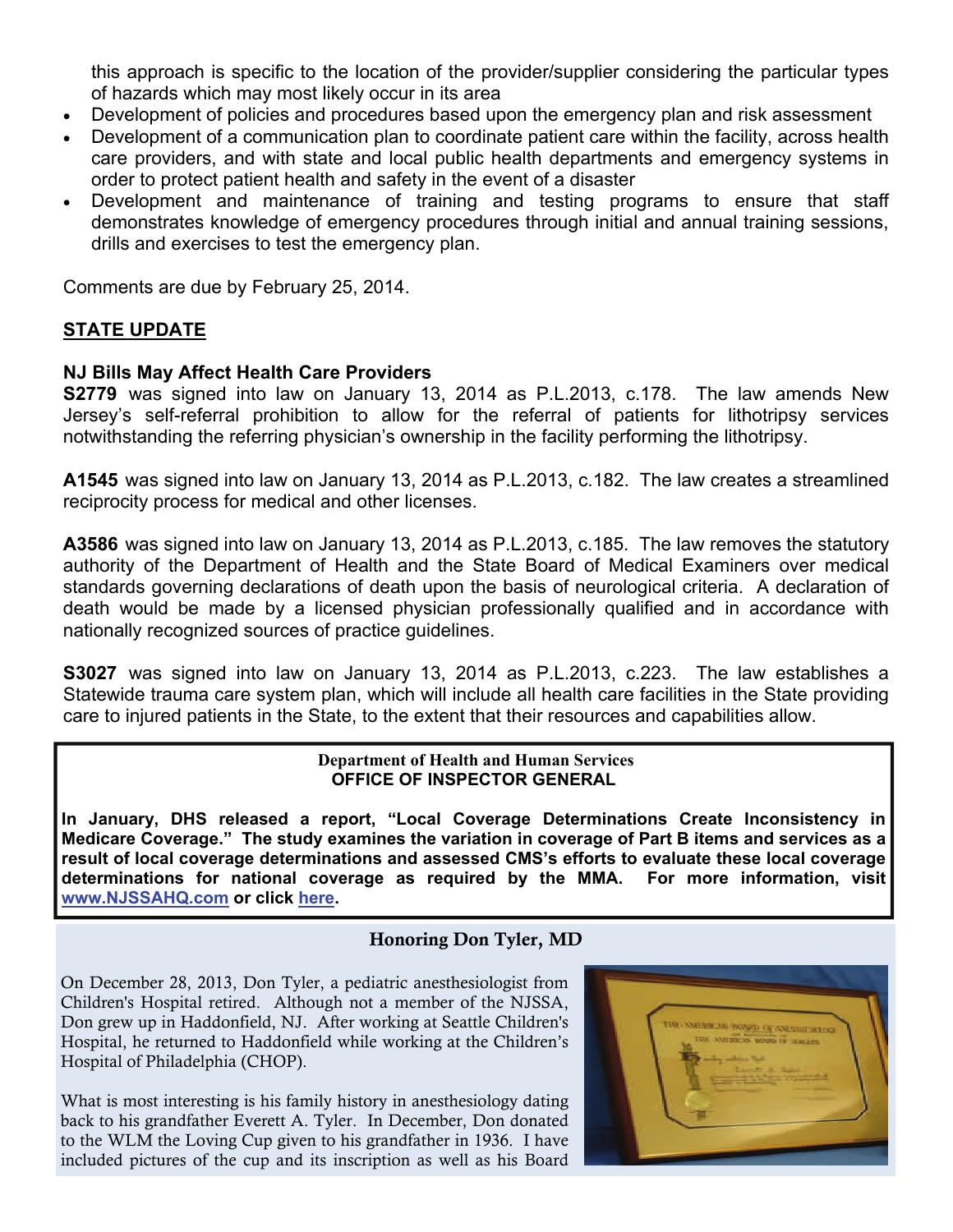this approach is specific to the location of the provider/supplier considering the particular types of hazards which may most likely occur in its area

- Development of policies and procedures based upon the emergency plan and risk assessment
- Development of a communication plan to coordinate patient care within the facility, across health care providers, and with state and local public health departments and emergency systems in order to protect patient health and safety in the event of a disaster
- Development and maintenance of training and testing programs to ensure that staff demonstrates knowledge of emergency procedures through initial and annual training sessions, drills and exercises to test the emergency plan.

Comments are due by February 25, 2014.

## STATE UPDATE

### NJ Bills May Affect Health Care Providers

**S2779** was signed into law on January 13, 2014 as P.L.2013, c.178. The law amends New Jersey's self-referral prohibition to allow for the referral of patients for lithotripsy services notwithstanding the referring physician's ownership in the facility performing the lithotripsy.

**A1545** was signed into law on January 13, 2014 as P.L.2013, c.182. The law creates a streamlined reciprocity process for medical and other licenses.

**A3586** was signed into law on January 13, 2014 as P.L.2013, c.185. The law removes the statutory authority of the Department of Health and the State Board of Medical Examiners over medical standards governing declarations of death upon the basis of neurological criteria. A declaration of death would be made by a licensed physician professionally qualified and in accordance with nationally recognized sources of practice guidelines.

**S3027** was signed into law on January 13, 2014 as P.L.2013, c.223. The law establishes a Statewide trauma care system plan, which will include all health care facilities in the State providing care to injured patients in the State, to the extent that their resources and capabilities allow.

**Department of Health and Human Services**
**OFFICE OF INSPECTOR GENERAL**

**In January, DHS released a report, "Local Coverage Determinations Create Inconsistency in Medicare Coverage." The study examines the variation in coverage of Part B items and services as a result of local coverage determinations and assessed CMS's efforts to evaluate these local coverage determinations for national coverage as required by the MMA. For more information, visit www.NJSSAHQ.com or click here.**

### Honoring Don Tyler, MD

On December 28, 2013, Don Tyler, a pediatric anesthesiologist from Children's Hospital retired. Although not a member of the NJSSA, Don grew up in Haddonfield, NJ. After working at Seattle Children's Hospital, he returned to Haddonfield while working at the Children's Hospital of Philadelphia (CHOP).

What is most interesting is his family history in anesthesiology dating back to his grandfather Everett A. Tyler. In December, Don donated to the WLM the Loving Cup given to his grandfather in 1936. I have included pictures of the cup and its inscription as well as his Board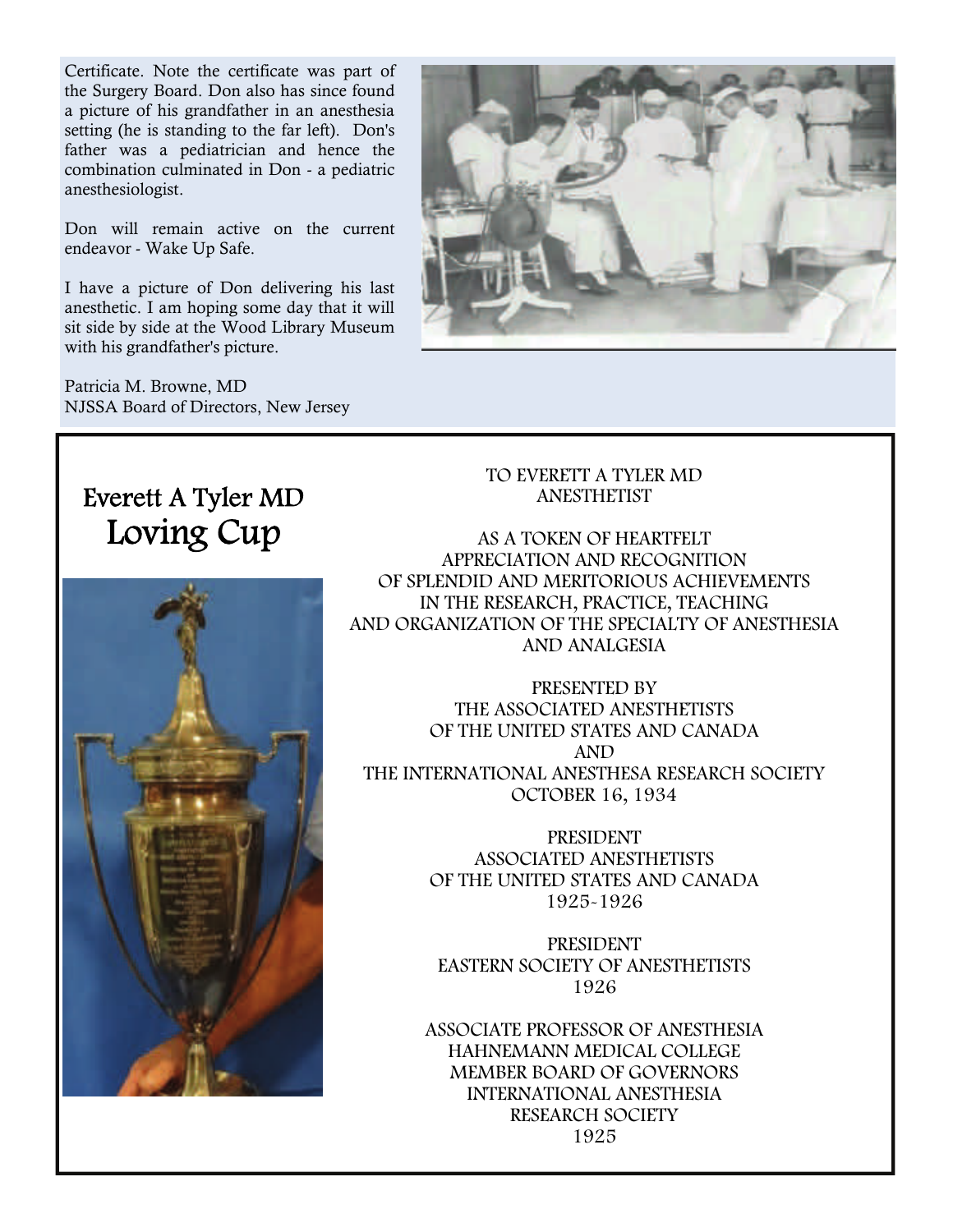Certificate. Note the certificate was part of the Surgery Board. Don also has since found a picture of his grandfather in an anesthesia setting (he is standing to the far left). Don's father was a pediatrician and hence the combination culminated in Don - a pediatric anesthesiologist.

Don will remain active on the current endeavor - Wake Up Safe.

I have a picture of Don delivering his last anesthetic. I am hoping some day that it will sit side by side at the Wood Library Museum with his grandfather's picture.

Patricia M. Browne, MD
NJSSA Board of Directors, New Jersey

## Everett A Tyler MD Loving Cup

TO EVERETT A TYLER MD
ANESTHETIST

AS A TOKEN OF HEARTFELT APPRECIATION AND RECOGNITION OF SPLENDID AND MERITORIOUS ACHIEVEMENTS IN THE RESEARCH, PRACTICE, TEACHING AND ORGANIZATION OF THE SPECIALTY OF ANESTHESIA AND ANALGESIA

PRESENTED BY
THE ASSOCIATED ANESTHETISTS OF THE UNITED STATES AND CANADA
AND
THE INTERNATIONAL ANESTHESA RESEARCH SOCIETY
OCTOBER 16, 1934

PRESIDENT
ASSOCIATED ANESTHETISTS OF THE UNITED STATES AND CANADA
1925-1926

PRESIDENT
EASTERN SOCIETY OF ANESTHETISTS
1926

ASSOCIATE PROFESSOR OF ANESTHESIA
HAHNEMANN MEDICAL COLLEGE
MEMBER BOARD OF GOVERNORS
INTERNATIONAL ANESTHESIA RESEARCH SOCIETY
1925